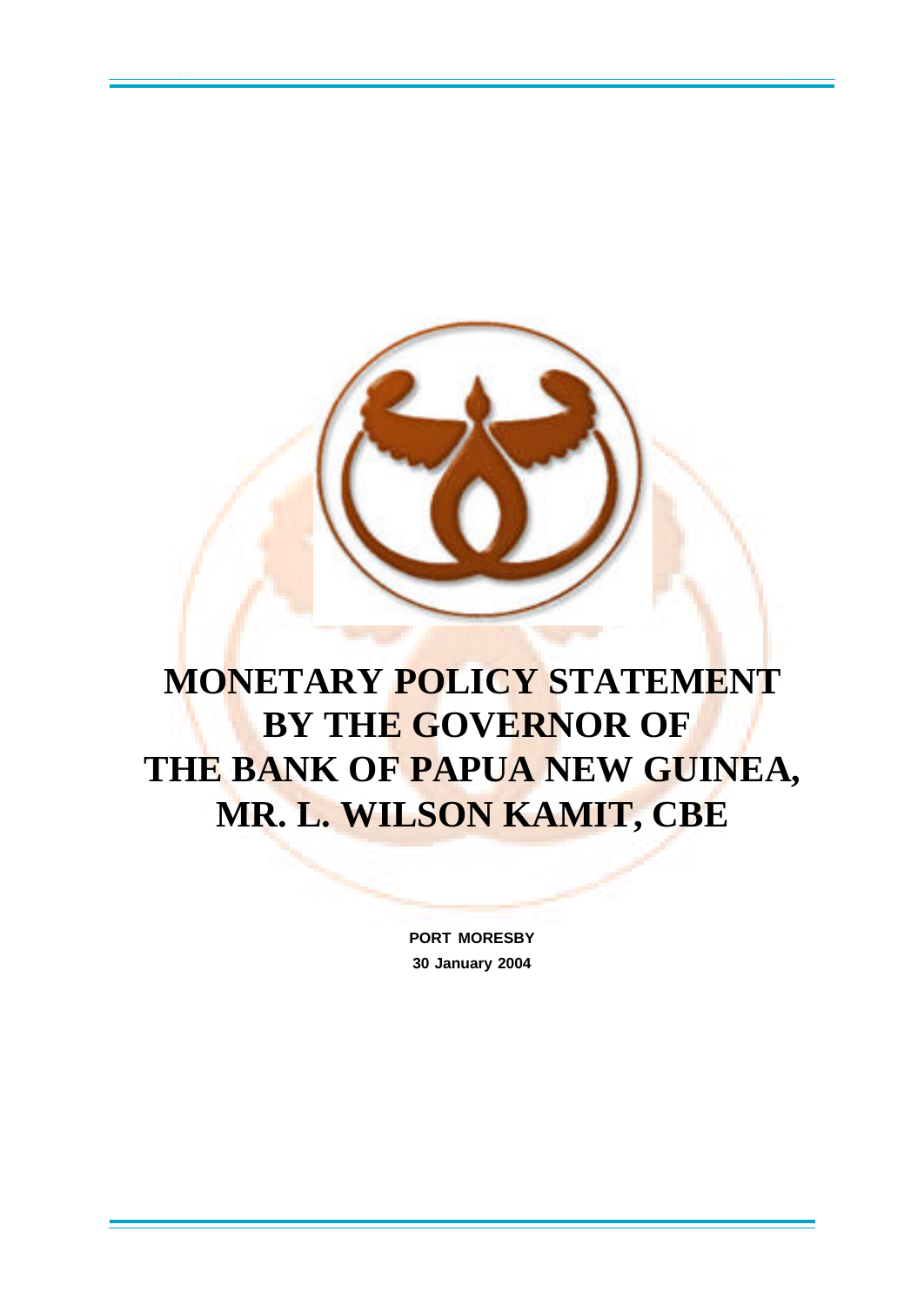# MONETARY POLICY STATEMENT BY THE GOVERNOR OF THE BANK OF PAPUA NEW GUINEA, MR. L. WILSON KAMIT, CBE

**PORT MORESBY**

**30 January 2004**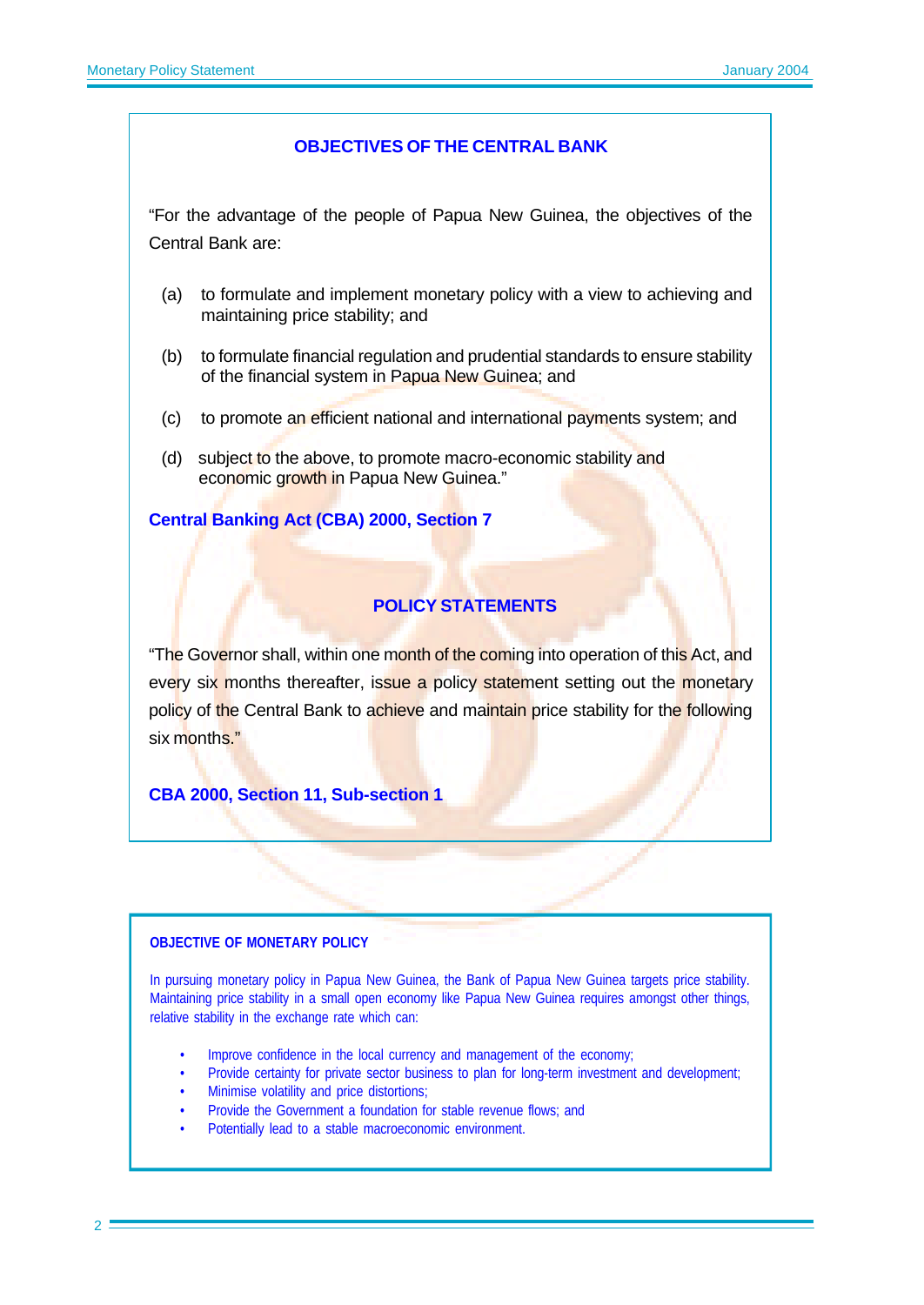## OBJECTIVES OF THE CENTRAL BANK

"For the advantage of the people of Papua New Guinea, the objectives of the Central Bank are:

(a) to formulate and implement monetary policy with a view to achieving and maintaining price stability; and

(b) to formulate financial regulation and prudential standards to ensure stability of the financial system in Papua New Guinea; and

(c) to promote an efficient national and international payments system; and

(d) subject to the above, to promote macro-economic stability and economic growth in Papua New Guinea."

**Central Banking Act (CBA) 2000, Section 7**

## POLICY STATEMENTS

"The Governor shall, within one month of the coming into operation of this Act, and every six months thereafter, issue a policy statement setting out the monetary policy of the Central Bank to achieve and maintain price stability for the following six months."

**CBA 2000, Section 11, Sub-section 1**

### OBJECTIVE OF MONETARY POLICY

In pursuing monetary policy in Papua New Guinea, the Bank of Papua New Guinea targets price stability. Maintaining price stability in a small open economy like Papua New Guinea requires amongst other things, relative stability in the exchange rate which can:

- Improve confidence in the local currency and management of the economy;
- Provide certainty for private sector business to plan for long-term investment and development;
- Minimise volatility and price distortions;
- Provide the Government a foundation for stable revenue flows; and
- Potentially lead to a stable macroeconomic environment.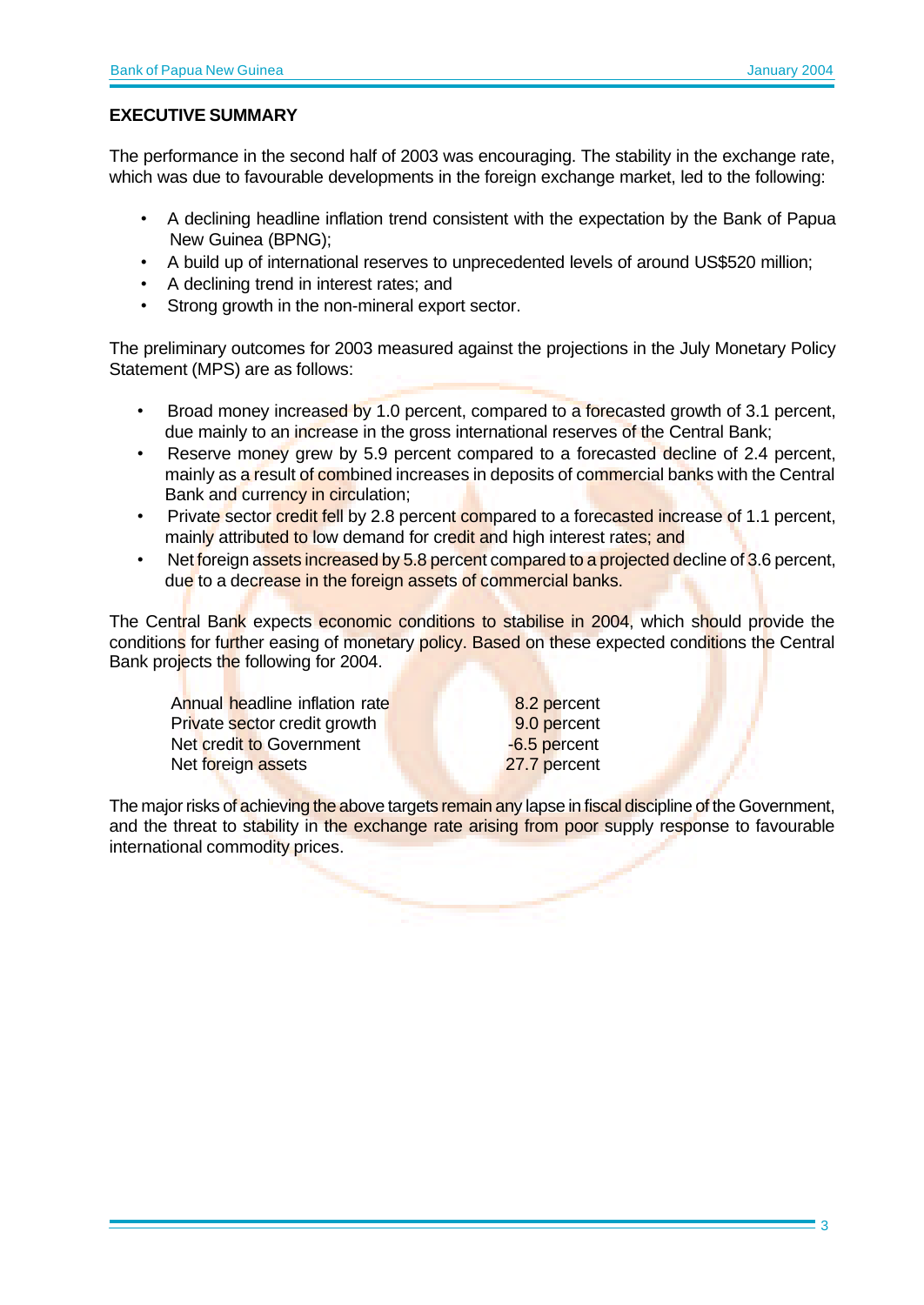## EXECUTIVE SUMMARY

The performance in the second half of 2003 was encouraging. The stability in the exchange rate, which was due to favourable developments in the foreign exchange market, led to the following:

- A declining headline inflation trend consistent with the expectation by the Bank of Papua New Guinea (BPNG);
- A build up of international reserves to unprecedented levels of around US$520 million;
- A declining trend in interest rates; and
- Strong growth in the non-mineral export sector.

The preliminary outcomes for 2003 measured against the projections in the July Monetary Policy Statement (MPS) are as follows:

- Broad money increased by 1.0 percent, compared to a forecasted growth of 3.1 percent, due mainly to an increase in the gross international reserves of the Central Bank;
- Reserve money grew by 5.9 percent compared to a forecasted decline of 2.4 percent, mainly as a result of combined increases in deposits of commercial banks with the Central Bank and currency in circulation;
- Private sector credit fell by 2.8 percent compared to a forecasted increase of 1.1 percent, mainly attributed to low demand for credit and high interest rates; and
- Net foreign assets increased by 5.8 percent compared to a projected decline of 3.6 percent, due to a decrease in the foreign assets of commercial banks.

The Central Bank expects economic conditions to stabilise in 2004, which should provide the conditions for further easing of monetary policy. Based on these expected conditions the Central Bank projects the following for 2004.

| | |
|---|---|
| Annual headline inflation rate | 8.2 percent |
| Private sector credit growth | 9.0 percent |
| Net credit to Government | -6.5 percent |
| Net foreign assets | 27.7 percent |

The major risks of achieving the above targets remain any lapse in fiscal discipline of the Government, and the threat to stability in the exchange rate arising from poor supply response to favourable international commodity prices.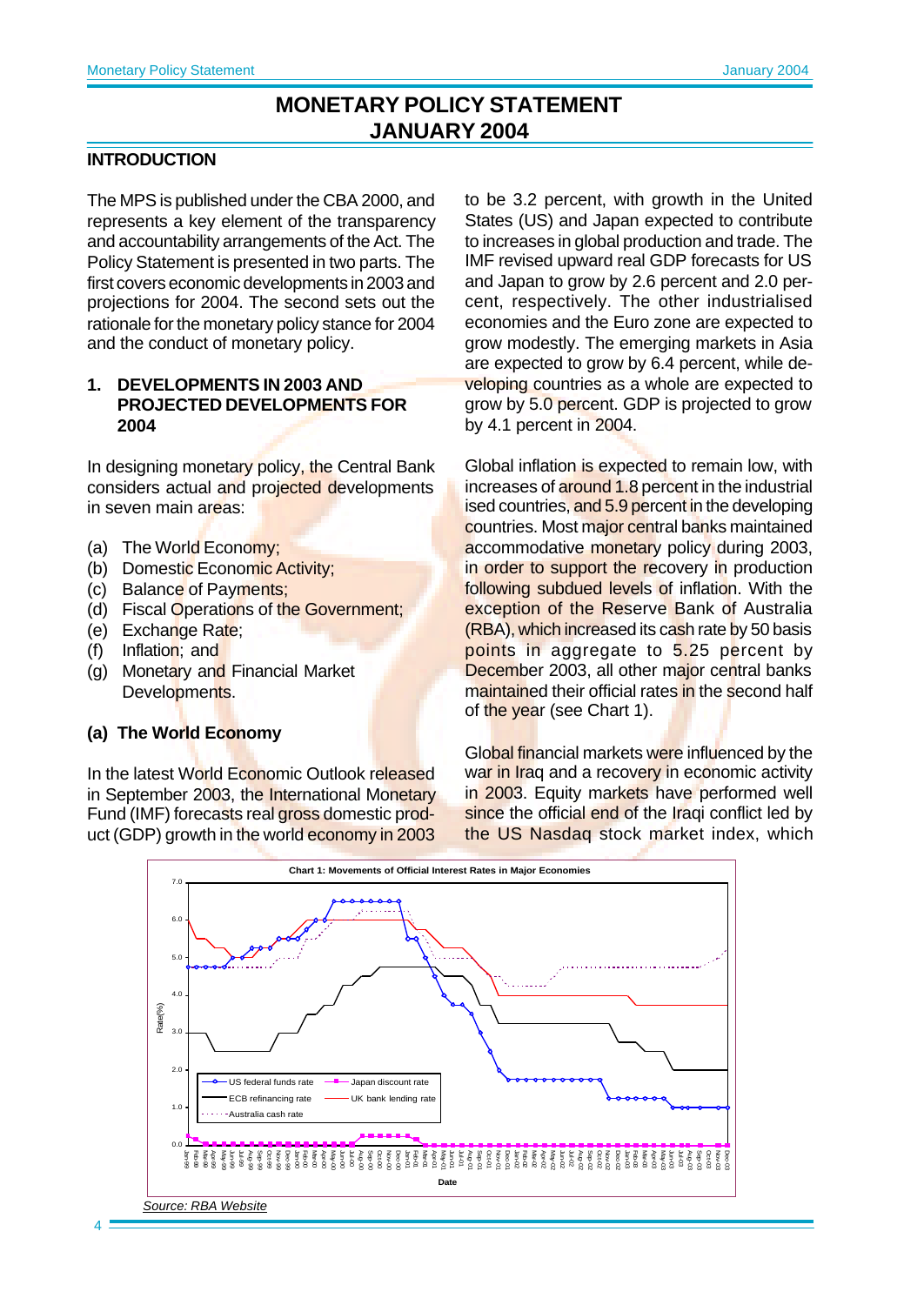# MONETARY POLICY STATEMENT JANUARY 2004

## INTRODUCTION

The MPS is published under the CBA 2000, and represents a key element of the transparency and accountability arrangements of the Act. The Policy Statement is presented in two parts. The first covers economic developments in 2003 and projections for 2004. The second sets out the rationale for the monetary policy stance for 2004 and the conduct of monetary policy.

## 1. DEVELOPMENTS IN 2003 AND PROJECTED DEVELOPMENTS FOR 2004

In designing monetary policy, the Central Bank considers actual and projected developments in seven main areas:

(a) The World Economy;
(b) Domestic Economic Activity;
(c) Balance of Payments;
(d) Fiscal Operations of the Government;
(e) Exchange Rate;
(f) Inflation; and
(g) Monetary and Financial Market Developments.

### (a) The World Economy

In the latest World Economic Outlook released in September 2003, the International Monetary Fund (IMF) forecasts real gross domestic product (GDP) growth in the world economy in 2003 to be 3.2 percent, with growth in the United States (US) and Japan expected to contribute to increases in global production and trade. The IMF revised upward real GDP forecasts for US and Japan to grow by 2.6 percent and 2.0 percent, respectively. The other industrialised economies and the Euro zone are expected to grow modestly. The emerging markets in Asia are expected to grow by 6.4 percent, while developing countries as a whole are expected to grow by 5.0 percent. GDP is projected to grow by 4.1 percent in 2004.

Global inflation is expected to remain low, with increases of around 1.8 percent in the industrialised countries, and 5.9 percent in the developing countries. Most major central banks maintained accommodative monetary policy during 2003, in order to support the recovery in production following subdued levels of inflation. With the exception of the Reserve Bank of Australia (RBA), which increased its cash rate by 50 basis points in aggregate to 5.25 percent by December 2003, all other major central banks maintained their official rates in the second half of the year (see Chart 1).

Global financial markets were influenced by the war in Iraq and a recovery in economic activity in 2003. Equity markets have performed well since the official end of the Iraqi conflict led by the US Nasdaq stock market index, which

**Chart 1: Movements of Official Interest Rates in Major Economies**

*Source: RBA Website*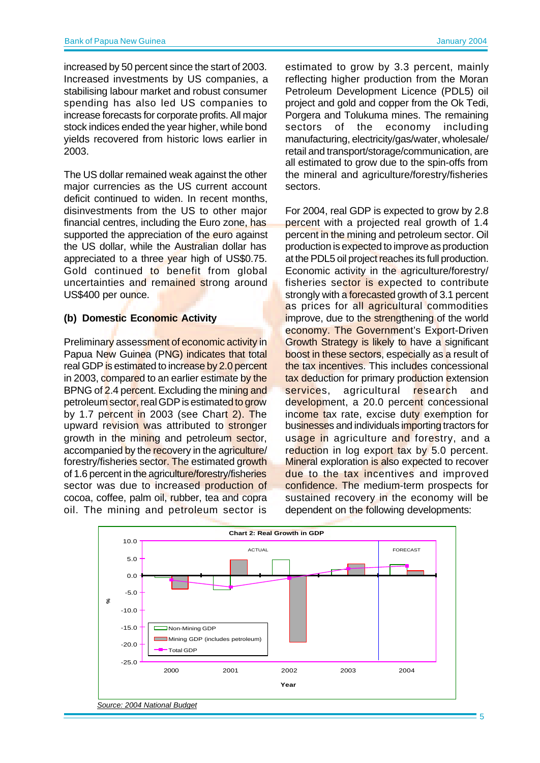increased by 50 percent since the start of 2003. Increased investments by US companies, a stabilising labour market and robust consumer spending has also led US companies to increase forecasts for corporate profits. All major stock indices ended the year higher, while bond yields recovered from historic lows earlier in 2003.

The US dollar remained weak against the other major currencies as the US current account deficit continued to widen. In recent months, disinvestments from the US to other major financial centres, including the Euro zone, has supported the appreciation of the euro against the US dollar, while the Australian dollar has appreciated to a three year high of US$0.75. Gold continued to benefit from global uncertainties and remained strong around US$400 per ounce.

## (b) Domestic Economic Activity

Preliminary assessment of economic activity in Papua New Guinea (PNG) indicates that total real GDP is estimated to increase by 2.0 percent in 2003, compared to an earlier estimate by the BPNG of 2.4 percent. Excluding the mining and petroleum sector, real GDP is estimated to grow by 1.7 percent in 2003 (see Chart 2). The upward revision was attributed to stronger growth in the mining and petroleum sector, accompanied by the recovery in the agriculture/forestry/fisheries sector. The estimated growth of 1.6 percent in the agriculture/forestry/fisheries sector was due to increased production of cocoa, coffee, palm oil, rubber, tea and copra oil. The mining and petroleum sector is estimated to grow by 3.3 percent, mainly reflecting higher production from the Moran Petroleum Development Licence (PDL5) oil project and gold and copper from the Ok Tedi, Porgera and Tolukuma mines. The remaining sectors of the economy including manufacturing, electricity/gas/water, wholesale/retail and transport/storage/communication, are all estimated to grow due to the spin-offs from the mineral and agriculture/forestry/fisheries sectors.

For 2004, real GDP is expected to grow by 2.8 percent with a projected real growth of 1.4 percent in the mining and petroleum sector. Oil production is expected to improve as production at the PDL5 oil project reaches its full production. Economic activity in the agriculture/forestry/fisheries sector is expected to contribute strongly with a forecasted growth of 3.1 percent as prices for all agricultural commodities improve, due to the strengthening of the world economy. The Government's Export-Driven Growth Strategy is likely to have a significant boost in these sectors, especially as a result of the tax incentives. This includes concessional tax deduction for primary production extension services, agricultural research and development, a 20.0 percent concessional income tax rate, excise duty exemption for businesses and individuals importing tractors for usage in agriculture and forestry, and a reduction in log export tax by 5.0 percent. Mineral exploration is also expected to recover due to the tax incentives and improved confidence. The medium-term prospects for sustained recovery in the economy will be dependent on the following developments:

**Chart 2: Real Growth in GDP**

| Year | Non-Mining GDP | Mining GDP (includes petroleum) | Total GDP |
|---|---|---|---|
| 2000 (Actual) | -0.5 | -3.8 | -1.2 |
| 2001 (Actual) | -4.0 | 4.5 | -3.4 |
| 2002 (Actual) | 4.6 | -19.8 | -0.8 |
| 2003 (Actual) | 1.7 | 3.3 | 2.0 |
| 2004 (Forecast) | 3.2 | 1.4 | 2.8 |

*Source: 2004 National Budget*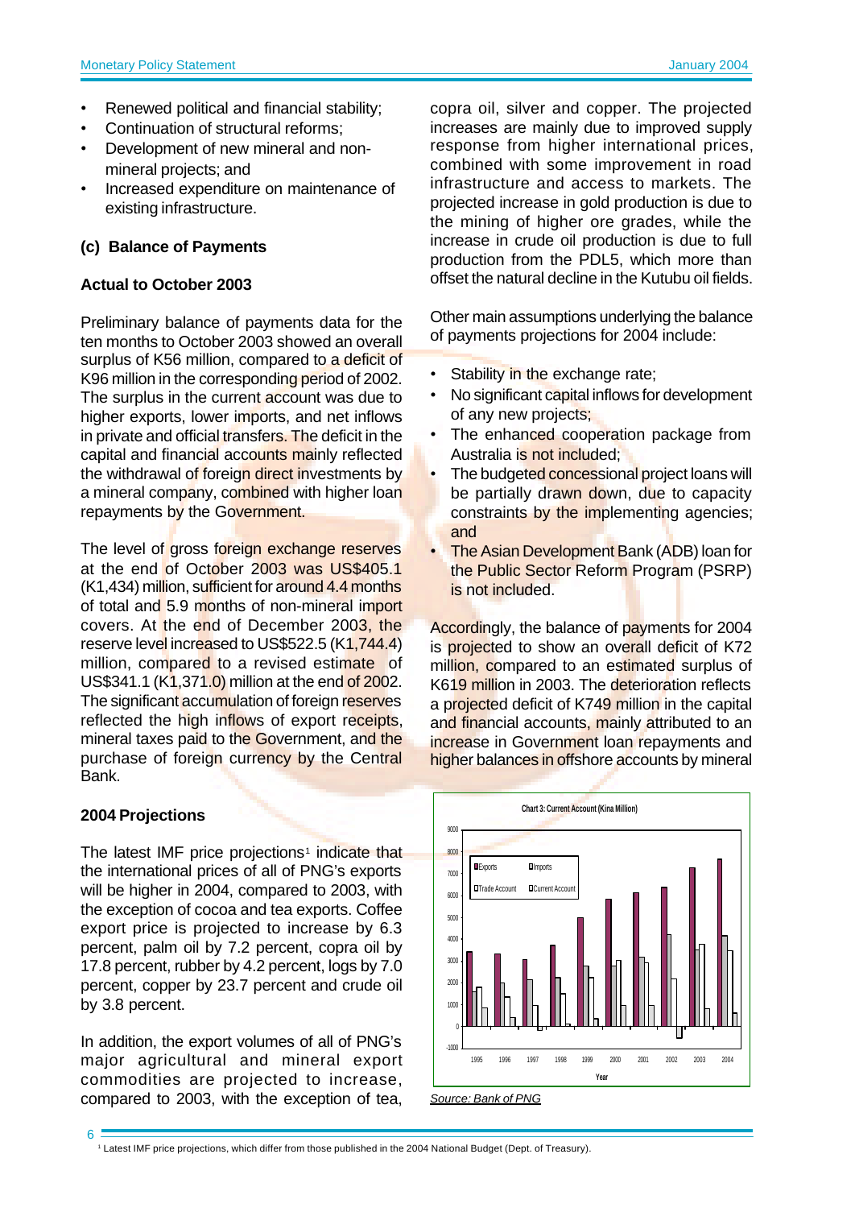- Renewed political and financial stability;
- Continuation of structural reforms;
- Development of new mineral and non-mineral projects; and
- Increased expenditure on maintenance of existing infrastructure.

### (c) Balance of Payments

**Actual to October 2003**

Preliminary balance of payments data for the ten months to October 2003 showed an overall surplus of K56 million, compared to a deficit of K96 million in the corresponding period of 2002. The surplus in the current account was due to higher exports, lower imports, and net inflows in private and official transfers. The deficit in the capital and financial accounts mainly reflected the withdrawal of foreign direct investments by a mineral company, combined with higher loan repayments by the Government.

The level of gross foreign exchange reserves at the end of October 2003 was US$405.1 (K1,434) million, sufficient for around 4.4 months of total and 5.9 months of non-mineral import covers. At the end of December 2003, the reserve level increased to US$522.5 (K1,744.4) million, compared to a revised estimate of US$341.1 (K1,371.0) million at the end of 2002. The significant accumulation of foreign reserves reflected the high inflows of export receipts, mineral taxes paid to the Government, and the purchase of foreign currency by the Central Bank.

**2004 Projections**

The latest IMF price projections[1] indicate that the international prices of all of PNG's exports will be higher in 2004, compared to 2003, with the exception of cocoa and tea exports. Coffee export price is projected to increase by 6.3 percent, palm oil by 7.2 percent, copra oil by 17.8 percent, rubber by 4.2 percent, logs by 7.0 percent, copper by 23.7 percent and crude oil by 3.8 percent.

In addition, the export volumes of all of PNG's major agricultural and mineral export commodities are projected to increase, compared to 2003, with the exception of tea, copra oil, silver and copper. The projected increases are mainly due to improved supply response from higher international prices, combined with some improvement in road infrastructure and access to markets. The projected increase in gold production is due to the mining of higher ore grades, while the increase in crude oil production is due to full production from the PDL5, which more than offset the natural decline in the Kutubu oil fields.

Other main assumptions underlying the balance of payments projections for 2004 include:

- Stability in the exchange rate;
- No significant capital inflows for development of any new projects;
- The enhanced cooperation package from Australia is not included;
- The budgeted concessional project loans will be partially drawn down, due to capacity constraints by the implementing agencies; and
- The Asian Development Bank (ADB) loan for the Public Sector Reform Program (PSRP) is not included.

Accordingly, the balance of payments for 2004 is projected to show an overall deficit of K72 million, compared to an estimated surplus of K619 million in 2003. The deterioration reflects a projected deficit of K749 million in the capital and financial accounts, mainly attributed to an increase in Government loan repayments and higher balances in offshore accounts by mineral

Chart 3: Current Account (Kina Million)

*Source: Bank of PNG*

[1] Latest IMF price projections, which differ from those published in the 2004 National Budget (Dept. of Treasury).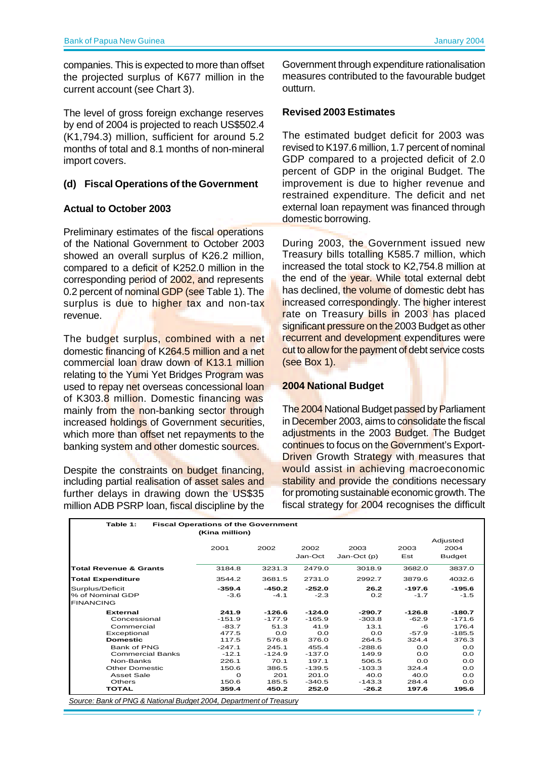companies. This is expected to more than offset the projected surplus of K677 million in the current account (see Chart 3).

The level of gross foreign exchange reserves by end of 2004 is projected to reach US$502.4 (K1,794.3) million, sufficient for around 5.2 months of total and 8.1 months of non-mineral import covers.

### (d) Fiscal Operations of the Government

**Actual to October 2003**

Preliminary estimates of the fiscal operations of the National Government to October 2003 showed an overall surplus of K26.2 million, compared to a deficit of K252.0 million in the corresponding period of 2002, and represents 0.2 percent of nominal GDP (see Table 1). The surplus is due to higher tax and non-tax revenue.

The budget surplus, combined with a net domestic financing of K264.5 million and a net commercial loan draw down of K13.1 million relating to the Yumi Yet Bridges Program was used to repay net overseas concessional loan of K303.8 million. Domestic financing was mainly from the non-banking sector through increased holdings of Government securities, which more than offset net repayments to the banking system and other domestic sources.

Despite the constraints on budget financing, including partial realisation of asset sales and further delays in drawing down the US$35 million ADB PSRP loan, fiscal discipline by the Government through expenditure rationalisation measures contributed to the favourable budget outturn.

**Revised 2003 Estimates**

The estimated budget deficit for 2003 was revised to K197.6 million, 1.7 percent of nominal GDP compared to a projected deficit of 2.0 percent of GDP in the original Budget. The improvement is due to higher revenue and restrained expenditure. The deficit and net external loan repayment was financed through domestic borrowing.

During 2003, the Government issued new Treasury bills totalling K585.7 million, which increased the total stock to K2,754.8 million at the end of the year. While total external debt has declined, the volume of domestic debt has increased correspondingly. The higher interest rate on Treasury bills in 2003 has placed significant pressure on the 2003 Budget as other recurrent and development expenditures were cut to allow for the payment of debt service costs (see Box 1).

**2004 National Budget**

The 2004 National Budget passed by Parliament in December 2003, aims to consolidate the fiscal adjustments in the 2003 Budget. The Budget continues to focus on the Government's Export-Driven Growth Strategy with measures that would assist in achieving macroeconomic stability and provide the conditions necessary for promoting sustainable economic growth. The fiscal strategy for 2004 recognises the difficult

**Table 1: Fiscal Operations of the Government**
(Kina million)

| | 2001 | 2002 | 2002 Jan-Oct | 2003 Jan-Oct (p) | 2003 Est | Adjusted 2004 Budget |
|---|---|---|---|---|---|---|
| **Total Revenue & Grants** | 3184.8 | 3231.3 | 2479.0 | 3018.9 | 3682.0 | 3837.0 |
| **Total Expenditure** | 3544.2 | 3681.5 | 2731.0 | 2992.7 | 3879.6 | 4032.6 |
| Surplus/Deficit | **-359.4** | **-450.2** | **-252.0** | **26.2** | **-197.6** | **-195.6** |
| % of Nominal GDP | -3.6 | -4.1 | -2.3 | 0.2 | -1.7 | -1.5 |
| FINANCING | | | | | | |
| **External** | **241.9** | **-126.6** | **-124.0** | **-290.7** | **-126.8** | **-180.7** |
| Concessional | -151.9 | -177.9 | -165.9 | -303.8 | -62.9 | -171.6 |
| Commercial | -83.7 | 51.3 | 41.9 | 13.1 | -6 | 176.4 |
| Exceptional | 477.5 | 0.0 | 0.0 | 0.0 | -57.9 | -185.5 |
| **Domestic** | 117.5 | 576.8 | 376.0 | 264.5 | 324.4 | 376.3 |
| Bank of PNG | -247.1 | 245.1 | 455.4 | -288.6 | 0.0 | 0.0 |
| Commercial Banks | -12.1 | -124.9 | -137.0 | 149.9 | 0.0 | 0.0 |
| Non-Banks | 226.1 | 70.1 | 197.1 | 506.5 | 0.0 | 0.0 |
| Other Domestic | 150.6 | 386.5 | -139.5 | -103.3 | 324.4 | 0.0 |
| Asset Sale | 0 | 201 | 201.0 | 40.0 | 40.0 | 0.0 |
| Others | 150.6 | 185.5 | -340.5 | -143.3 | 284.4 | 0.0 |
| **TOTAL** | **359.4** | **450.2** | **252.0** | **-26.2** | **197.6** | **195.6** |

*Source: Bank of PNG & National Budget 2004, Department of Treasury*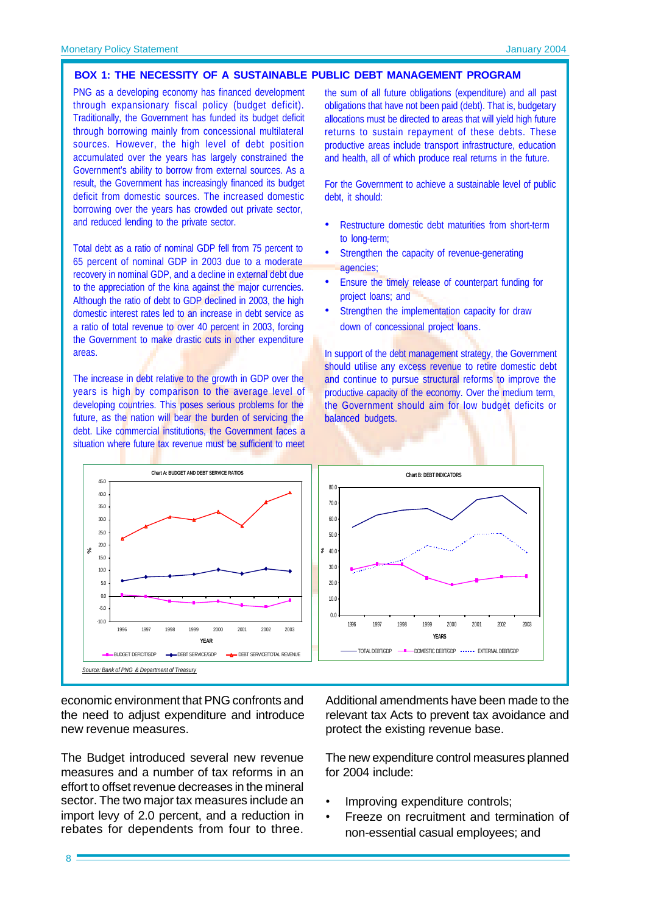## BOX 1: THE NECESSITY OF A SUSTAINABLE PUBLIC DEBT MANAGEMENT PROGRAM

PNG as a developing economy has financed development through expansionary fiscal policy (budget deficit). Traditionally, the Government has funded its budget deficit through borrowing mainly from concessional multilateral sources. However, the high level of debt position accumulated over the years has largely constrained the Government's ability to borrow from external sources. As a result, the Government has increasingly financed its budget deficit from domestic sources. The increased domestic borrowing over the years has crowded out private sector, and reduced lending to the private sector.

Total debt as a ratio of nominal GDP fell from 75 percent to 65 percent of nominal GDP in 2003 due to a moderate recovery in nominal GDP, and a decline in external debt due to the appreciation of the kina against the major currencies. Although the ratio of debt to GDP declined in 2003, the high domestic interest rates led to an increase in debt service as a ratio of total revenue to over 40 percent in 2003, forcing the Government to make drastic cuts in other expenditure areas.

The increase in debt relative to the growth in GDP over the years is high by comparison to the average level of developing countries. This poses serious problems for the future, as the nation will bear the burden of servicing the debt. Like commercial institutions, the Government faces a situation where future tax revenue must be sufficient to meet the sum of all future obligations (expenditure) and all past obligations that have not been paid (debt). That is, budgetary allocations must be directed to areas that will yield high future returns to sustain repayment of these debts. These productive areas include transport infrastructure, education and health, all of which produce real returns in the future.

For the Government to achieve a sustainable level of public debt, it should:

- Restructure domestic debt maturities from short-term to long-term;
- Strengthen the capacity of revenue-generating agencies;
- Ensure the timely release of counterpart funding for project loans; and
- Strengthen the implementation capacity for draw down of concessional project loans.

In support of the debt management strategy, the Government should utilise any excess revenue to retire domestic debt and continue to pursue structural reforms to improve the productive capacity of the economy. Over the medium term, the Government should aim for low budget deficits or balanced budgets.

Chart A: BUDGET AND DEBT SERVICE RATIOS

Chart B: DEBT INDICATORS

*Source: Bank of PNG & Department of Treasury*

economic environment that PNG confronts and the need to adjust expenditure and introduce new revenue measures.

The Budget introduced several new revenue measures and a number of tax reforms in an effort to offset revenue decreases in the mineral sector. The two major tax measures include an import levy of 2.0 percent, and a reduction in rebates for dependents from four to three. Additional amendments have been made to the relevant tax Acts to prevent tax avoidance and protect the existing revenue base.

The new expenditure control measures planned for 2004 include:

- Improving expenditure controls;
- Freeze on recruitment and termination of non-essential casual employees; and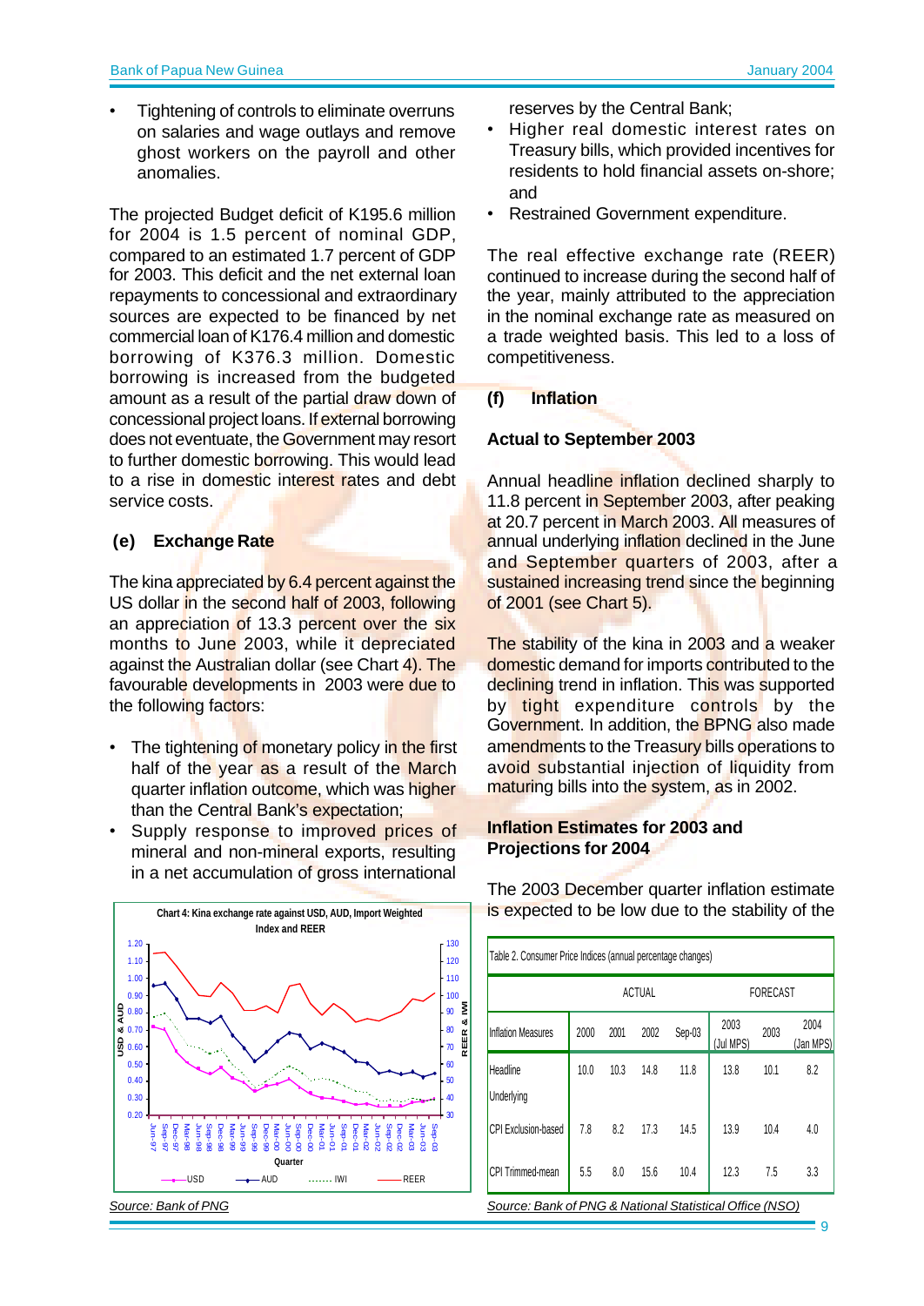- Tightening of controls to eliminate overruns on salaries and wage outlays and remove ghost workers on the payroll and other anomalies.

The projected Budget deficit of K195.6 million for 2004 is 1.5 percent of nominal GDP, compared to an estimated 1.7 percent of GDP for 2003. This deficit and the net external loan repayments to concessional and extraordinary sources are expected to be financed by net commercial loan of K176.4 million and domestic borrowing of K376.3 million. Domestic borrowing is increased from the budgeted amount as a result of the partial draw down of concessional project loans. If external borrowing does not eventuate, the Government may resort to further domestic borrowing. This would lead to a rise in domestic interest rates and debt service costs.

### (e) Exchange Rate

The kina appreciated by 6.4 percent against the US dollar in the second half of 2003, following an appreciation of 13.3 percent over the six months to June 2003, while it depreciated against the Australian dollar (see Chart 4). The favourable developments in 2003 were due to the following factors:

- The tightening of monetary policy in the first half of the year as a result of the March quarter inflation outcome, which was higher than the Central Bank's expectation;
- Supply response to improved prices of mineral and non-mineral exports, resulting in a net accumulation of gross international reserves by the Central Bank;
- Higher real domestic interest rates on Treasury bills, which provided incentives for residents to hold financial assets on-shore; and
- Restrained Government expenditure.

Chart 4: Kina exchange rate against USD, AUD, Import Weighted Index and REER

*Source: Bank of PNG*

The real effective exchange rate (REER) continued to increase during the second half of the year, mainly attributed to the appreciation in the nominal exchange rate as measured on a trade weighted basis. This led to a loss of competitiveness.

### (f) Inflation

#### Actual to September 2003

Annual headline inflation declined sharply to 11.8 percent in September 2003, after peaking at 20.7 percent in March 2003. All measures of annual underlying inflation declined in the June and September quarters of 2003, after a sustained increasing trend since the beginning of 2001 (see Chart 5).

The stability of the kina in 2003 and a weaker domestic demand for imports contributed to the declining trend in inflation. This was supported by tight expenditure controls by the Government. In addition, the BPNG also made amendments to the Treasury bills operations to avoid substantial injection of liquidity from maturing bills into the system, as in 2002.

#### Inflation Estimates for 2003 and Projections for 2004

The 2003 December quarter inflation estimate is expected to be low due to the stability of the

Table 2. Consumer Price Indices (annual percentage changes)

| | ACTUAL | | | | FORECAST | | |
|---|---|---|---|---|---|---|---|
| Inflation Measures | 2000 | 2001 | 2002 | Sep-03 | 2003 (Jul MPS) | 2003 | 2004 (Jan MPS) |
| Headline | 10.0 | 10.3 | 14.8 | 11.8 | 13.8 | 10.1 | 8.2 |
| Underlying | | | | | | | |
| CPI Exclusion-based | 7.8 | 8.2 | 17.3 | 14.5 | 13.9 | 10.4 | 4.0 |
| CPI Trimmed-mean | 5.5 | 8.0 | 15.6 | 10.4 | 12.3 | 7.5 | 3.3 |

*Source: Bank of PNG & National Statistical Office (NSO)*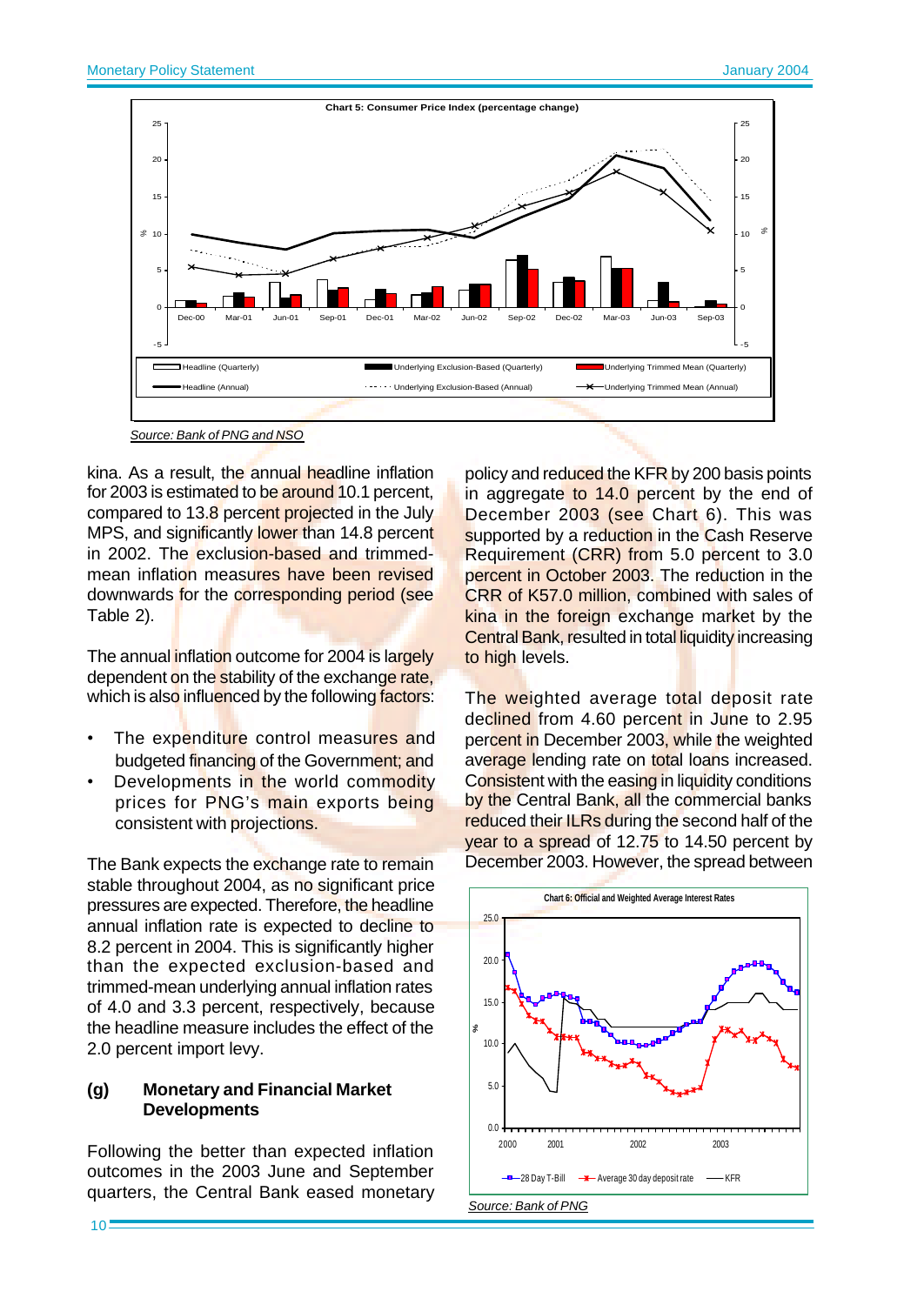**Chart 5: Consumer Price Index (percentage change)**

Source: Bank of PNG and NSO

kina. As a result, the annual headline inflation for 2003 is estimated to be around 10.1 percent, compared to 13.8 percent projected in the July MPS, and significantly lower than 14.8 percent in 2002. The exclusion-based and trimmed-mean inflation measures have been revised downwards for the corresponding period (see Table 2).

The annual inflation outcome for 2004 is largely dependent on the stability of the exchange rate, which is also influenced by the following factors:

- The expenditure control measures and budgeted financing of the Government; and
- Developments in the world commodity prices for PNG's main exports being consistent with projections.

The Bank expects the exchange rate to remain stable throughout 2004, as no significant price pressures are expected. Therefore, the headline annual inflation rate is expected to decline to 8.2 percent in 2004. This is significantly higher than the expected exclusion-based and trimmed-mean underlying annual inflation rates of 4.0 and 3.3 percent, respectively, because the headline measure includes the effect of the 2.0 percent import levy.

## (g) Monetary and Financial Market Developments

Following the better than expected inflation outcomes in the 2003 June and September quarters, the Central Bank eased monetary policy and reduced the KFR by 200 basis points in aggregate to 14.0 percent by the end of December 2003 (see Chart 6). This was supported by a reduction in the Cash Reserve Requirement (CRR) from 5.0 percent to 3.0 percent in October 2003. The reduction in the CRR of K57.0 million, combined with sales of kina in the foreign exchange market by the Central Bank, resulted in total liquidity increasing to high levels.

The weighted average total deposit rate declined from 4.60 percent in June to 2.95 percent in December 2003, while the weighted average lending rate on total loans increased. Consistent with the easing in liquidity conditions by the Central Bank, all the commercial banks reduced their ILRs during the second half of the year to a spread of 12.75 to 14.50 percent by December 2003. However, the spread between

**Chart 6: Official and Weighted Average Interest Rates**

Source: Bank of PNG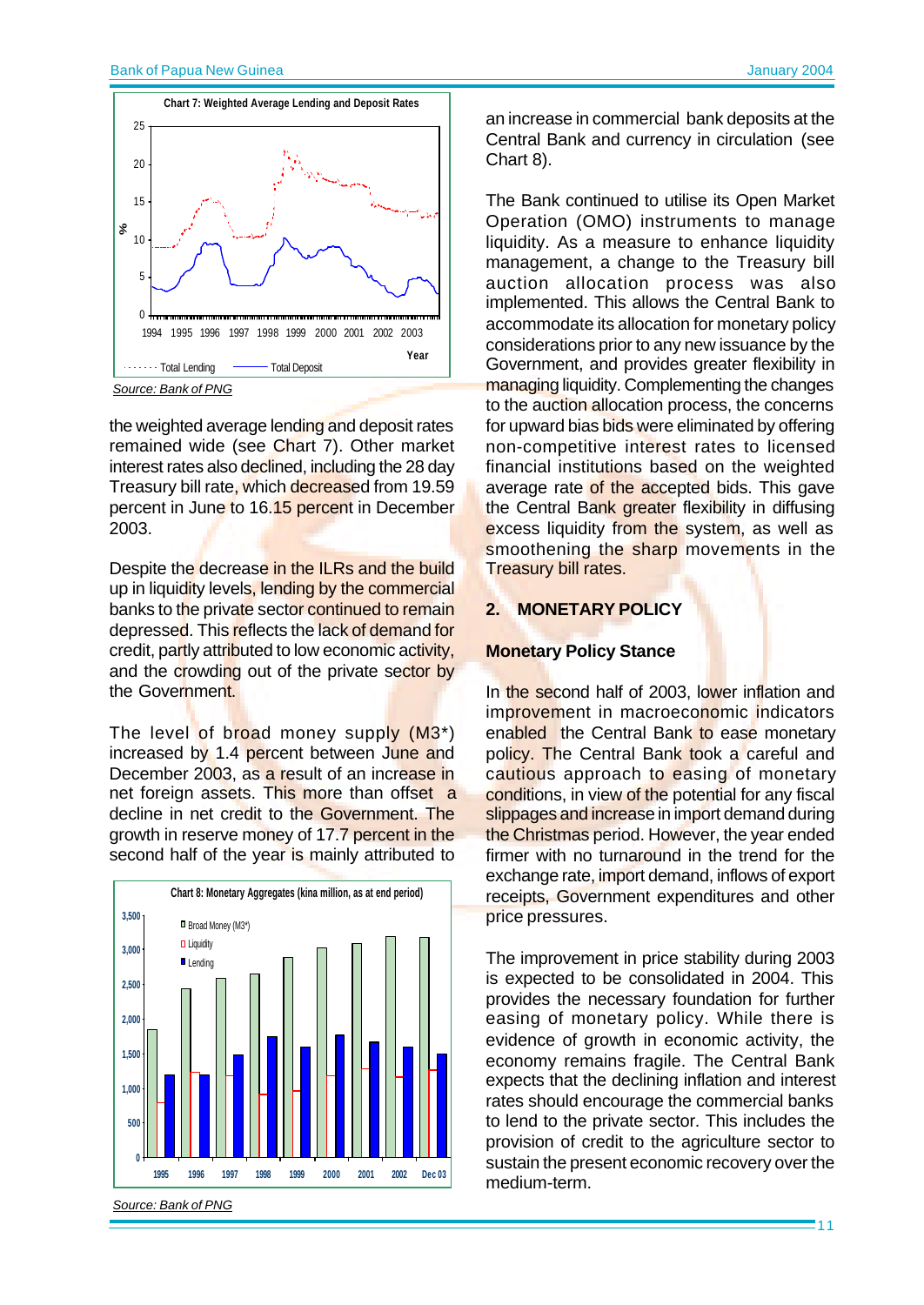Chart 7: Weighted Average Lending and Deposit Rates

Source: Bank of PNG

the weighted average lending and deposit rates remained wide (see Chart 7). Other market interest rates also declined, including the 28 day Treasury bill rate, which decreased from 19.59 percent in June to 16.15 percent in December 2003.

Despite the decrease in the ILRs and the build up in liquidity levels, lending by the commercial banks to the private sector continued to remain depressed. This reflects the lack of demand for credit, partly attributed to low economic activity, and the crowding out of the private sector by the Government.

The level of broad money supply (M3*) increased by 1.4 percent between June and December 2003, as a result of an increase in net foreign assets. This more than offset a decline in net credit to the Government. The growth in reserve money of 17.7 percent in the second half of the year is mainly attributed to an increase in commercial bank deposits at the Central Bank and currency in circulation (see Chart 8).

Chart 8: Monetary Aggregates (kina million, as at end period)

Source: Bank of PNG

The Bank continued to utilise its Open Market Operation (OMO) instruments to manage liquidity. As a measure to enhance liquidity management, a change to the Treasury bill auction allocation process was also implemented. This allows the Central Bank to accommodate its allocation for monetary policy considerations prior to any new issuance by the Government, and provides greater flexibility in managing liquidity. Complementing the changes to the auction allocation process, the concerns for upward bias bids were eliminated by offering non-competitive interest rates to licensed financial institutions based on the weighted average rate of the accepted bids. This gave the Central Bank greater flexibility in diffusing excess liquidity from the system, as well as smoothening the sharp movements in the Treasury bill rates.

## 2. MONETARY POLICY

### Monetary Policy Stance

In the second half of 2003, lower inflation and improvement in macroeconomic indicators enabled the Central Bank to ease monetary policy. The Central Bank took a careful and cautious approach to easing of monetary conditions, in view of the potential for any fiscal slippages and increase in import demand during the Christmas period. However, the year ended firmer with no turnaround in the trend for the exchange rate, import demand, inflows of export receipts, Government expenditures and other price pressures.

The improvement in price stability during 2003 is expected to be consolidated in 2004. This provides the necessary foundation for further easing of monetary policy. While there is evidence of growth in economic activity, the economy remains fragile. The Central Bank expects that the declining inflation and interest rates should encourage the commercial banks to lend to the private sector. This includes the provision of credit to the agriculture sector to sustain the present economic recovery over the medium-term.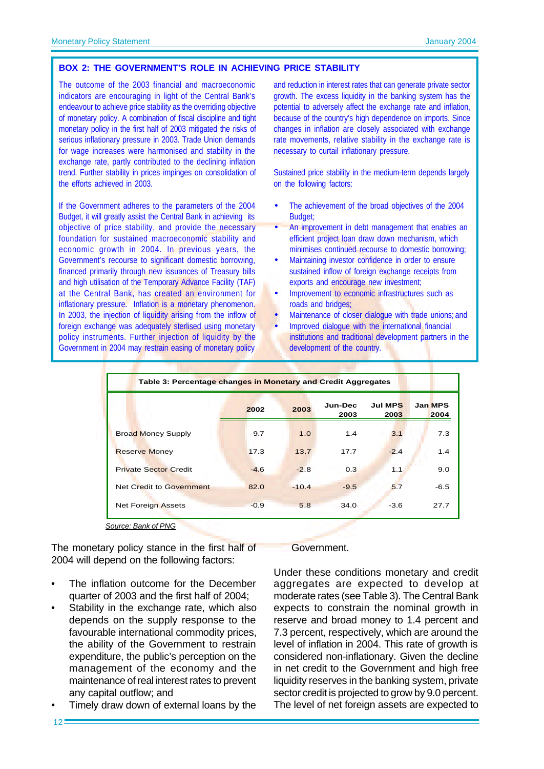## BOX 2: THE GOVERNMENT'S ROLE IN ACHIEVING PRICE STABILITY

The outcome of the 2003 financial and macroeconomic indicators are encouraging in light of the Central Bank's endeavour to achieve price stability as the overriding objective of monetary policy. A combination of fiscal discipline and tight monetary policy in the first half of 2003 mitigated the risks of serious inflationary pressure in 2003. Trade Union demands for wage increases were harmonised and stability in the exchange rate, partly contributed to the declining inflation trend. Further stability in prices impinges on consolidation of the efforts achieved in 2003.

If the Government adheres to the parameters of the 2004 Budget, it will greatly assist the Central Bank in achieving its objective of price stability, and provide the necessary foundation for sustained macroeconomic stability and economic growth in 2004. In previous years, the Government's recourse to significant domestic borrowing, financed primarily through new issuances of Treasury bills and high utilisation of the Temporary Advance Facility (TAF) at the Central Bank, has created an environment for inflationary pressure. Inflation is a monetary phenomenon. In 2003, the injection of liquidity arising from the inflow of foreign exchange was adequately sterlised using monetary policy instruments. Further injection of liquidity by the Government in 2004 may restrain easing of monetary policy and reduction in interest rates that can generate private sector growth. The excess liquidity in the banking system has the potential to adversely affect the exchange rate and inflation, because of the country's high dependence on imports. Since changes in inflation are closely associated with exchange rate movements, relative stability in the exchange rate is necessary to curtail inflationary pressure.

Sustained price stability in the medium-term depends largely on the following factors:

- The achievement of the broad objectives of the 2004 Budget;
- An improvement in debt management that enables an efficient project loan draw down mechanism, which minimises continued recourse to domestic borrowing;
- Maintaining investor confidence in order to ensure sustained inflow of foreign exchange receipts from exports and encourage new investment;
- Improvement to economic infrastructures such as roads and bridges;
- Maintenance of closer dialogue with trade unions; and
- Improved dialogue with the international financial institutions and traditional development partners in the development of the country.

**Table 3: Percentage changes in Monetary and Credit Aggregates**

| | 2002 | 2003 | Jun-Dec 2003 | Jul MPS 2003 | Jan MPS 2004 |
|---|---|---|---|---|---|
| Broad Money Supply | 9.7 | 1.0 | 1.4 | 3.1 | 7.3 |
| Reserve Money | 17.3 | 13.7 | 17.7 | -2.4 | 1.4 |
| Private Sector Credit | -4.6 | -2.8 | 0.3 | 1.1 | 9.0 |
| Net Credit to Government | 82.0 | -10.4 | -9.5 | 5.7 | -6.5 |
| Net Foreign Assets | -0.9 | 5.8 | 34.0 | -3.6 | 27.7 |

*Source: Bank of PNG*

The monetary policy stance in the first half of 2004 will depend on the following factors:

- The inflation outcome for the December quarter of 2003 and the first half of 2004;
- Stability in the exchange rate, which also depends on the supply response to the favourable international commodity prices, the ability of the Government to restrain expenditure, the public's perception on the management of the economy and the maintenance of real interest rates to prevent any capital outflow; and
- Timely draw down of external loans by the Government.

Under these conditions monetary and credit aggregates are expected to develop at moderate rates (see Table 3). The Central Bank expects to constrain the nominal growth in reserve and broad money to 1.4 percent and 7.3 percent, respectively, which are around the level of inflation in 2004. This rate of growth is considered non-inflationary. Given the decline in net credit to the Government and high free liquidity reserves in the banking system, private sector credit is projected to grow by 9.0 percent. The level of net foreign assets are expected to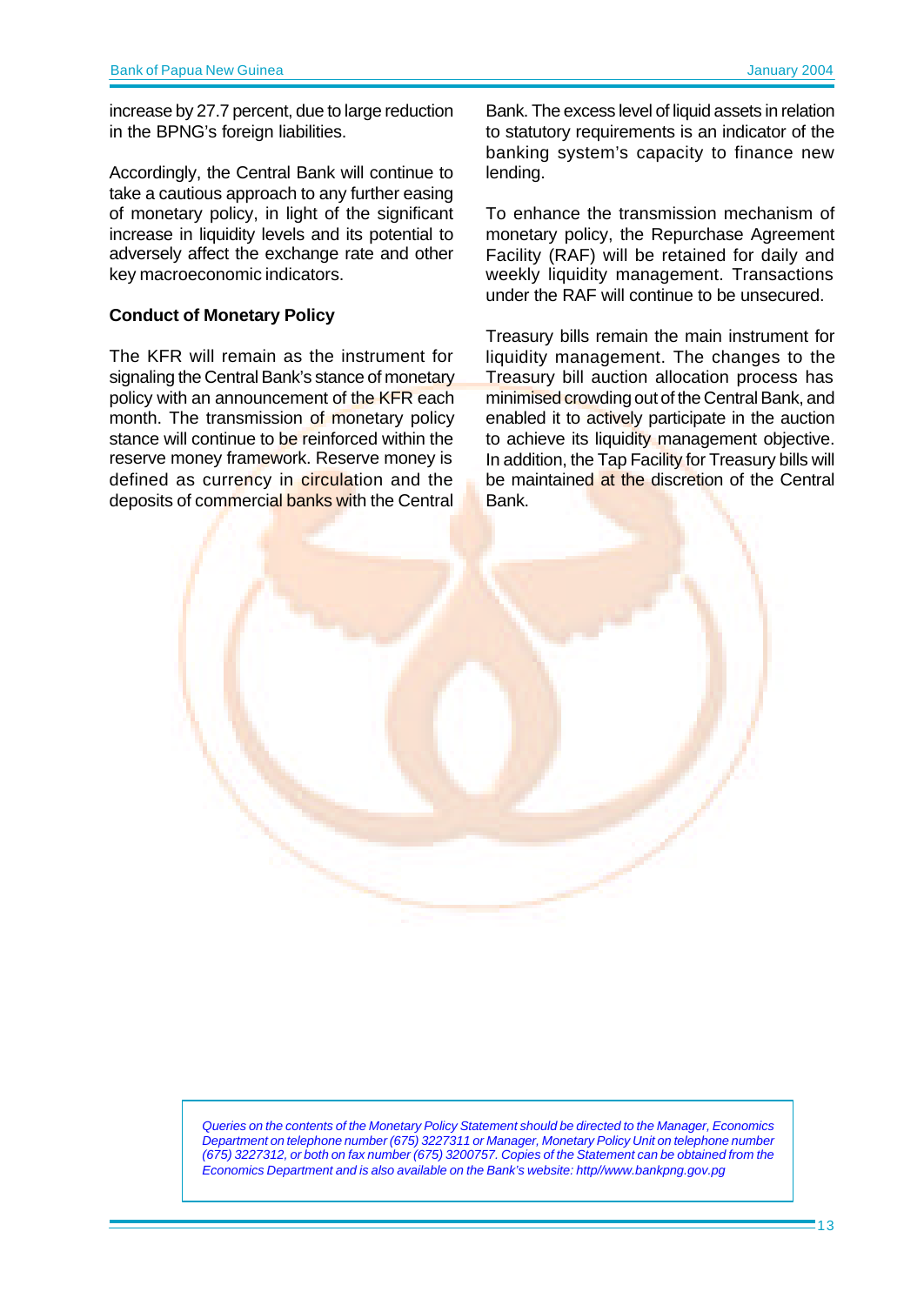increase by 27.7 percent, due to large reduction in the BPNG's foreign liabilities.

Accordingly, the Central Bank will continue to take a cautious approach to any further easing of monetary policy, in light of the significant increase in liquidity levels and its potential to adversely affect the exchange rate and other key macroeconomic indicators.

**Conduct of Monetary Policy**

The KFR will remain as the instrument for signaling the Central Bank's stance of monetary policy with an announcement of the KFR each month. The transmission of monetary policy stance will continue to be reinforced within the reserve money framework. Reserve money is defined as currency in circulation and the deposits of commercial banks with the Central Bank. The excess level of liquid assets in relation to statutory requirements is an indicator of the banking system's capacity to finance new lending.

To enhance the transmission mechanism of monetary policy, the Repurchase Agreement Facility (RAF) will be retained for daily and weekly liquidity management. Transactions under the RAF will continue to be unsecured.

Treasury bills remain the main instrument for liquidity management. The changes to the Treasury bill auction allocation process has minimised crowding out of the Central Bank, and enabled it to actively participate in the auction to achieve its liquidity management objective. In addition, the Tap Facility for Treasury bills will be maintained at the discretion of the Central Bank.

*Queries on the contents of the Monetary Policy Statement should be directed to the Manager, Economics Department on telephone number (675) 3227311 or Manager, Monetary Policy Unit on telephone number (675) 3227312, or both on fax number (675) 3200757. Copies of the Statement can be obtained from the Economics Department and is also available on the Bank's website: http//www.bankpng.gov.pg*